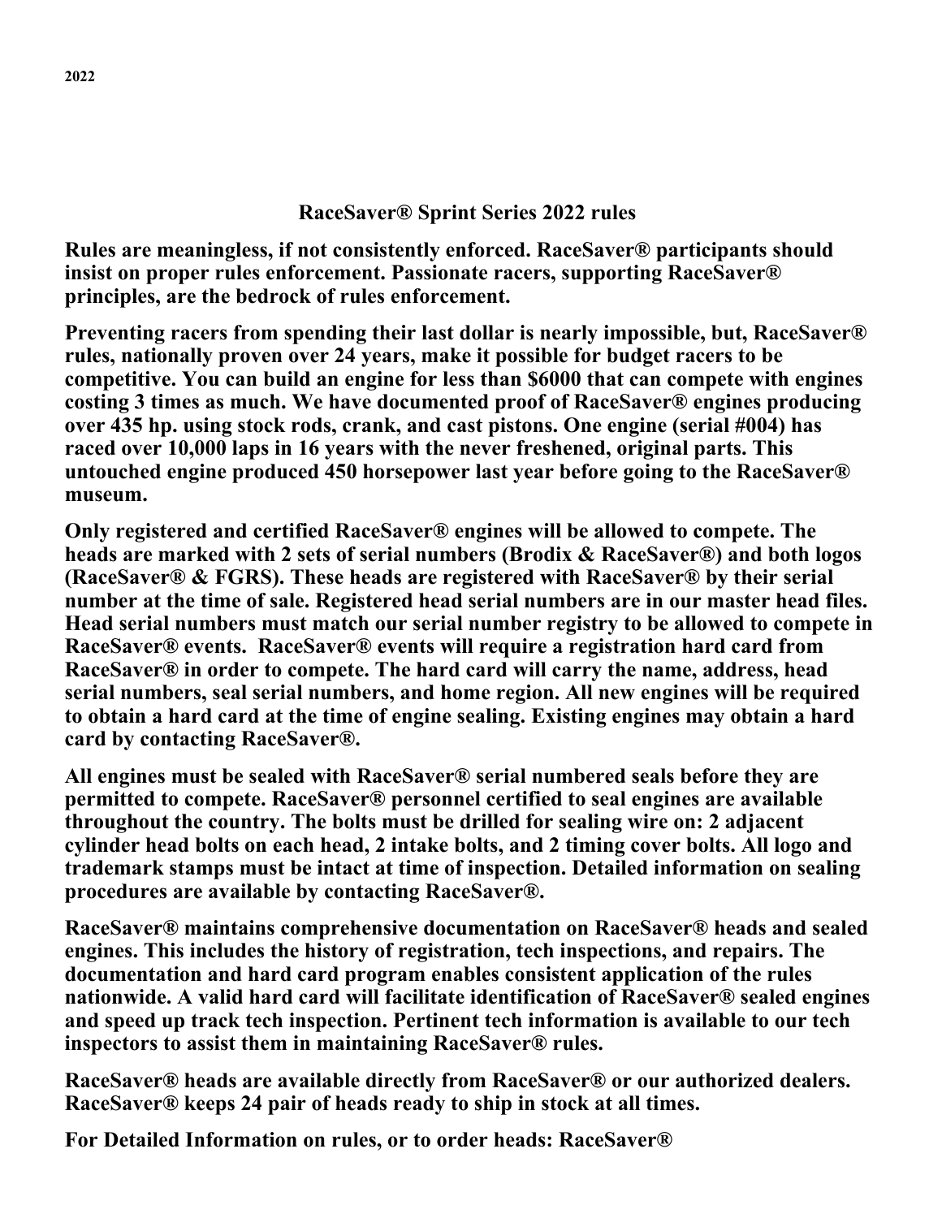2022

# RaceSaver® Sprint Series 2022 rules

**Rules are meaningless, if not consistently enforced. RaceSaver® participants should insist on proper rules enforcement. Passionate racers, supporting RaceSaver® principles, are the bedrock of rules enforcement.**

**Preventing racers from spending their last dollar is nearly impossible, but, RaceSaver® rules, nationally proven over 24 years, make it possible for budget racers to be competitive. You can build an engine for less than $6000 that can compete with engines costing 3 times as much. We have documented proof of RaceSaver® engines producing over 435 hp. using stock rods, crank, and cast pistons. One engine (serial #004) has raced over 10,000 laps in 16 years with the never freshened, original parts. This untouched engine produced 450 horsepower last year before going to the RaceSaver® museum.**

**Only registered and certified RaceSaver® engines will be allowed to compete. The heads are marked with 2 sets of serial numbers (Brodix & RaceSaver®) and both logos (RaceSaver® & FGRS). These heads are registered with RaceSaver® by their serial number at the time of sale. Registered head serial numbers are in our master head files. Head serial numbers must match our serial number registry to be allowed to compete in RaceSaver® events. RaceSaver® events will require a registration hard card from RaceSaver® in order to compete. The hard card will carry the name, address, head serial numbers, seal serial numbers, and home region. All new engines will be required to obtain a hard card at the time of engine sealing. Existing engines may obtain a hard card by contacting RaceSaver®.**

**All engines must be sealed with RaceSaver® serial numbered seals before they are permitted to compete. RaceSaver® personnel certified to seal engines are available throughout the country. The bolts must be drilled for sealing wire on: 2 adjacent cylinder head bolts on each head, 2 intake bolts, and 2 timing cover bolts. All logo and trademark stamps must be intact at time of inspection. Detailed information on sealing procedures are available by contacting RaceSaver®.**

**RaceSaver® maintains comprehensive documentation on RaceSaver® heads and sealed engines. This includes the history of registration, tech inspections, and repairs. The documentation and hard card program enables consistent application of the rules nationwide. A valid hard card will facilitate identification of RaceSaver® sealed engines and speed up track tech inspection. Pertinent tech information is available to our tech inspectors to assist them in maintaining RaceSaver® rules.**

**RaceSaver® heads are available directly from RaceSaver® or our authorized dealers. RaceSaver® keeps 24 pair of heads ready to ship in stock at all times.**

**For Detailed Information on rules, or to order heads: RaceSaver®**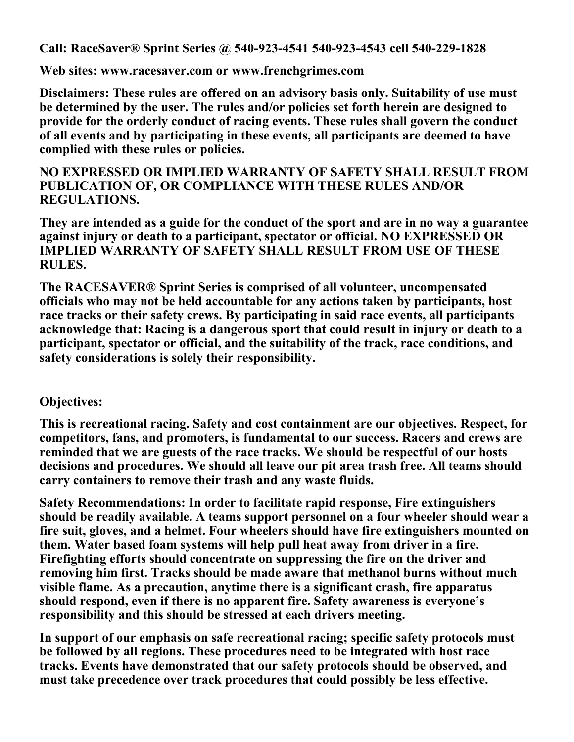**Call: RaceSaver® Sprint Series @ 540-923-4541 540-923-4543 cell 540-229-1828**

**Web sites: www.racesaver.com or www.frenchgrimes.com**

**Disclaimers: These rules are offered on an advisory basis only. Suitability of use must be determined by the user. The rules and/or policies set forth herein are designed to provide for the orderly conduct of racing events. These rules shall govern the conduct of all events and by participating in these events, all participants are deemed to have complied with these rules or policies.**

**NO EXPRESSED OR IMPLIED WARRANTY OF SAFETY SHALL RESULT FROM PUBLICATION OF, OR COMPLIANCE WITH THESE RULES AND/OR REGULATIONS.**

**They are intended as a guide for the conduct of the sport and are in no way a guarantee against injury or death to a participant, spectator or official. NO EXPRESSED OR IMPLIED WARRANTY OF SAFETY SHALL RESULT FROM USE OF THESE RULES.**

**The RACESAVER® Sprint Series is comprised of all volunteer, uncompensated officials who may not be held accountable for any actions taken by participants, host race tracks or their safety crews. By participating in said race events, all participants acknowledge that: Racing is a dangerous sport that could result in injury or death to a participant, spectator or official, and the suitability of the track, race conditions, and safety considerations is solely their responsibility.**

**Objectives:**

**This is recreational racing. Safety and cost containment are our objectives. Respect, for competitors, fans, and promoters, is fundamental to our success. Racers and crews are reminded that we are guests of the race tracks. We should be respectful of our hosts decisions and procedures. We should all leave our pit area trash free. All teams should carry containers to remove their trash and any waste fluids.**

**Safety Recommendations: In order to facilitate rapid response, Fire extinguishers should be readily available. A teams support personnel on a four wheeler should wear a fire suit, gloves, and a helmet. Four wheelers should have fire extinguishers mounted on them. Water based foam systems will help pull heat away from driver in a fire. Firefighting efforts should concentrate on suppressing the fire on the driver and removing him first. Tracks should be made aware that methanol burns without much visible flame. As a precaution, anytime there is a significant crash, fire apparatus should respond, even if there is no apparent fire. Safety awareness is everyone's responsibility and this should be stressed at each drivers meeting.**

**In support of our emphasis on safe recreational racing; specific safety protocols must be followed by all regions. These procedures need to be integrated with host race tracks. Events have demonstrated that our safety protocols should be observed, and must take precedence over track procedures that could possibly be less effective.**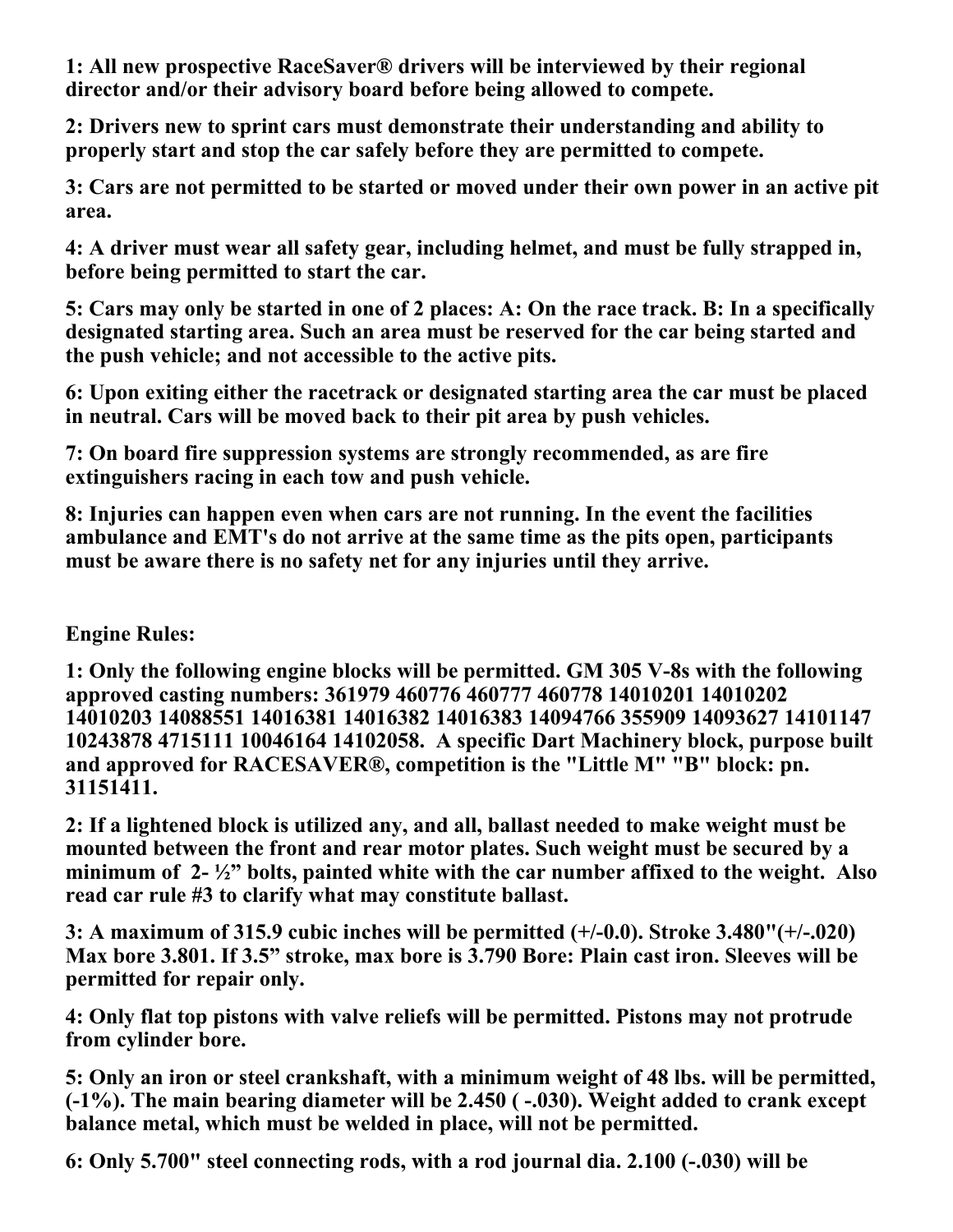**1: All new prospective RaceSaver® drivers will be interviewed by their regional director and/or their advisory board before being allowed to compete.**

**2: Drivers new to sprint cars must demonstrate their understanding and ability to properly start and stop the car safely before they are permitted to compete.**

**3: Cars are not permitted to be started or moved under their own power in an active pit area.**

**4: A driver must wear all safety gear, including helmet, and must be fully strapped in, before being permitted to start the car.**

**5: Cars may only be started in one of 2 places: A: On the race track. B: In a specifically designated starting area. Such an area must be reserved for the car being started and the push vehicle; and not accessible to the active pits.**

**6: Upon exiting either the racetrack or designated starting area the car must be placed in neutral. Cars will be moved back to their pit area by push vehicles.**

**7: On board fire suppression systems are strongly recommended, as are fire extinguishers racing in each tow and push vehicle.**

**8: Injuries can happen even when cars are not running. In the event the facilities ambulance and EMT's do not arrive at the same time as the pits open, participants must be aware there is no safety net for any injuries until they arrive.**

**Engine Rules:**

**1: Only the following engine blocks will be permitted. GM 305 V-8s with the following approved casting numbers: 361979 460776 460777 460778 14010201 14010202 14010203 14088551 14016381 14016382 14016383 14094766 355909 14093627 14101147 10243878 4715111 10046164 14102058. A specific Dart Machinery block, purpose built and approved for RACESAVER®, competition is the "Little M" "B" block: pn. 31151411.**

**2: If a lightened block is utilized any, and all, ballast needed to make weight must be mounted between the front and rear motor plates. Such weight must be secured by a minimum of 2- ½" bolts, painted white with the car number affixed to the weight. Also read car rule #3 to clarify what may constitute ballast.**

**3: A maximum of 315.9 cubic inches will be permitted (+/-0.0). Stroke 3.480"(+/-.020) Max bore 3.801. If 3.5" stroke, max bore is 3.790 Bore: Plain cast iron. Sleeves will be permitted for repair only.**

**4: Only flat top pistons with valve reliefs will be permitted. Pistons may not protrude from cylinder bore.**

**5: Only an iron or steel crankshaft, with a minimum weight of 48 lbs. will be permitted, (-1%). The main bearing diameter will be 2.450 ( -.030). Weight added to crank except balance metal, which must be welded in place, will not be permitted.**

**6: Only 5.700" steel connecting rods, with a rod journal dia. 2.100 (-.030) will be**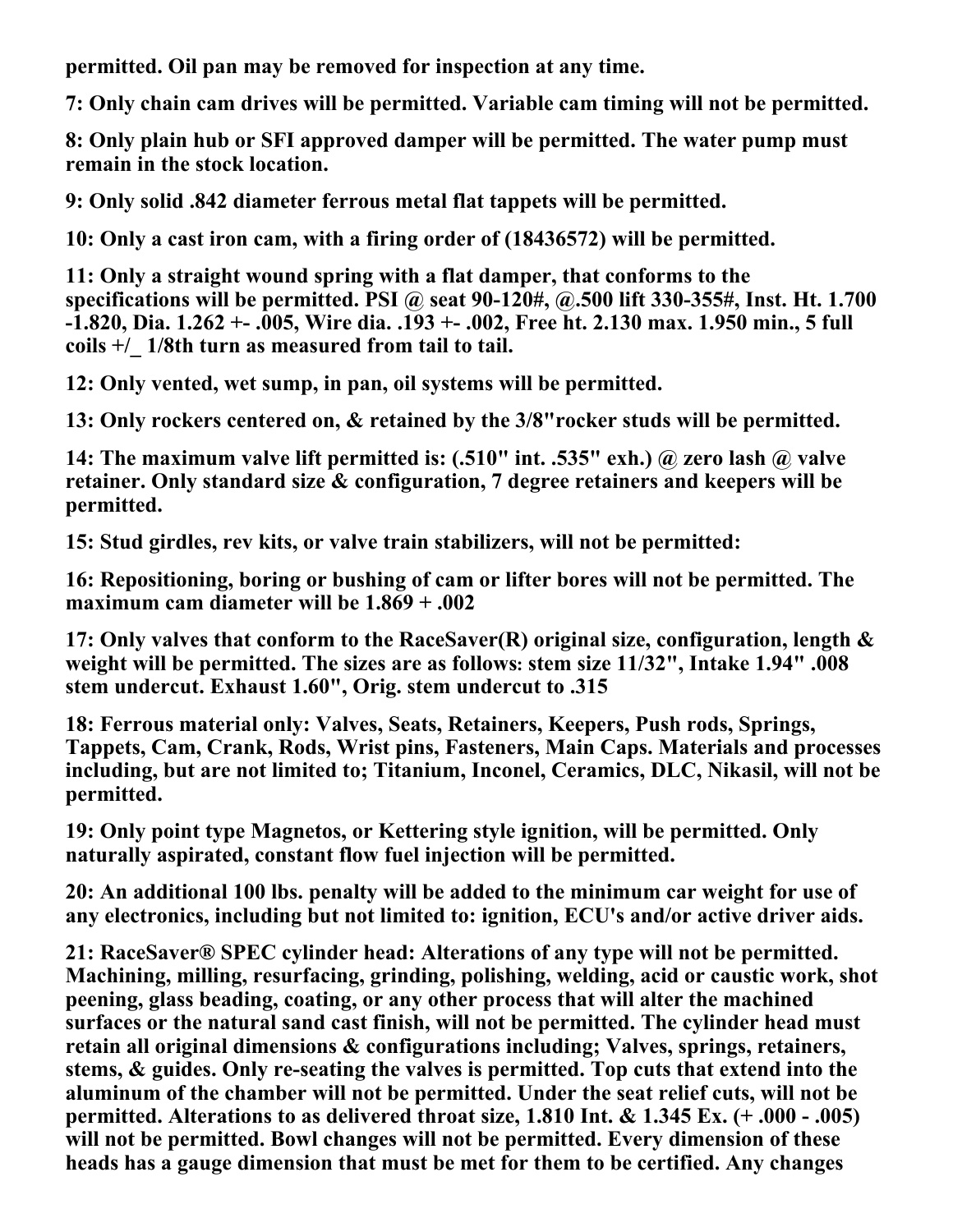**permitted. Oil pan may be removed for inspection at any time.**

**7: Only chain cam drives will be permitted. Variable cam timing will not be permitted.**

**8: Only plain hub or SFI approved damper will be permitted. The water pump must remain in the stock location.**

**9: Only solid .842 diameter ferrous metal flat tappets will be permitted.**

**10: Only a cast iron cam, with a firing order of (18436572) will be permitted.**

**11: Only a straight wound spring with a flat damper, that conforms to the specifications will be permitted. PSI @ seat 90-120#, @.500 lift 330-355#, Inst. Ht. 1.700 -1.820, Dia. 1.262 +- .005, Wire dia. .193 +- .002, Free ht. 2.130 max. 1.950 min., 5 full coils +/_ 1/8th turn as measured from tail to tail.**

**12: Only vented, wet sump, in pan, oil systems will be permitted.**

**13: Only rockers centered on, & retained by the 3/8"rocker studs will be permitted.**

**14: The maximum valve lift permitted is: (.510" int. .535" exh.) @ zero lash @ valve retainer. Only standard size & configuration, 7 degree retainers and keepers will be permitted.**

**15: Stud girdles, rev kits, or valve train stabilizers, will not be permitted:**

**16: Repositioning, boring or bushing of cam or lifter bores will not be permitted. The maximum cam diameter will be 1.869 + .002**

**17: Only valves that conform to the RaceSaver(R) original size, configuration, length & weight will be permitted. The sizes are as follows: stem size 11/32", Intake 1.94" .008 stem undercut. Exhaust 1.60", Orig. stem undercut to .315**

**18: Ferrous material only: Valves, Seats, Retainers, Keepers, Push rods, Springs, Tappets, Cam, Crank, Rods, Wrist pins, Fasteners, Main Caps. Materials and processes including, but are not limited to; Titanium, Inconel, Ceramics, DLC, Nikasil, will not be permitted.**

**19: Only point type Magnetos, or Kettering style ignition, will be permitted. Only naturally aspirated, constant flow fuel injection will be permitted.**

**20: An additional 100 lbs. penalty will be added to the minimum car weight for use of any electronics, including but not limited to: ignition, ECU's and/or active driver aids.**

**21: RaceSaver® SPEC cylinder head: Alterations of any type will not be permitted. Machining, milling, resurfacing, grinding, polishing, welding, acid or caustic work, shot peening, glass beading, coating, or any other process that will alter the machined surfaces or the natural sand cast finish, will not be permitted. The cylinder head must retain all original dimensions & configurations including; Valves, springs, retainers, stems, & guides. Only re-seating the valves is permitted. Top cuts that extend into the aluminum of the chamber will not be permitted. Under the seat relief cuts, will not be permitted. Alterations to as delivered throat size, 1.810 Int. & 1.345 Ex. (+ .000 - .005) will not be permitted. Bowl changes will not be permitted. Every dimension of these heads has a gauge dimension that must be met for them to be certified. Any changes**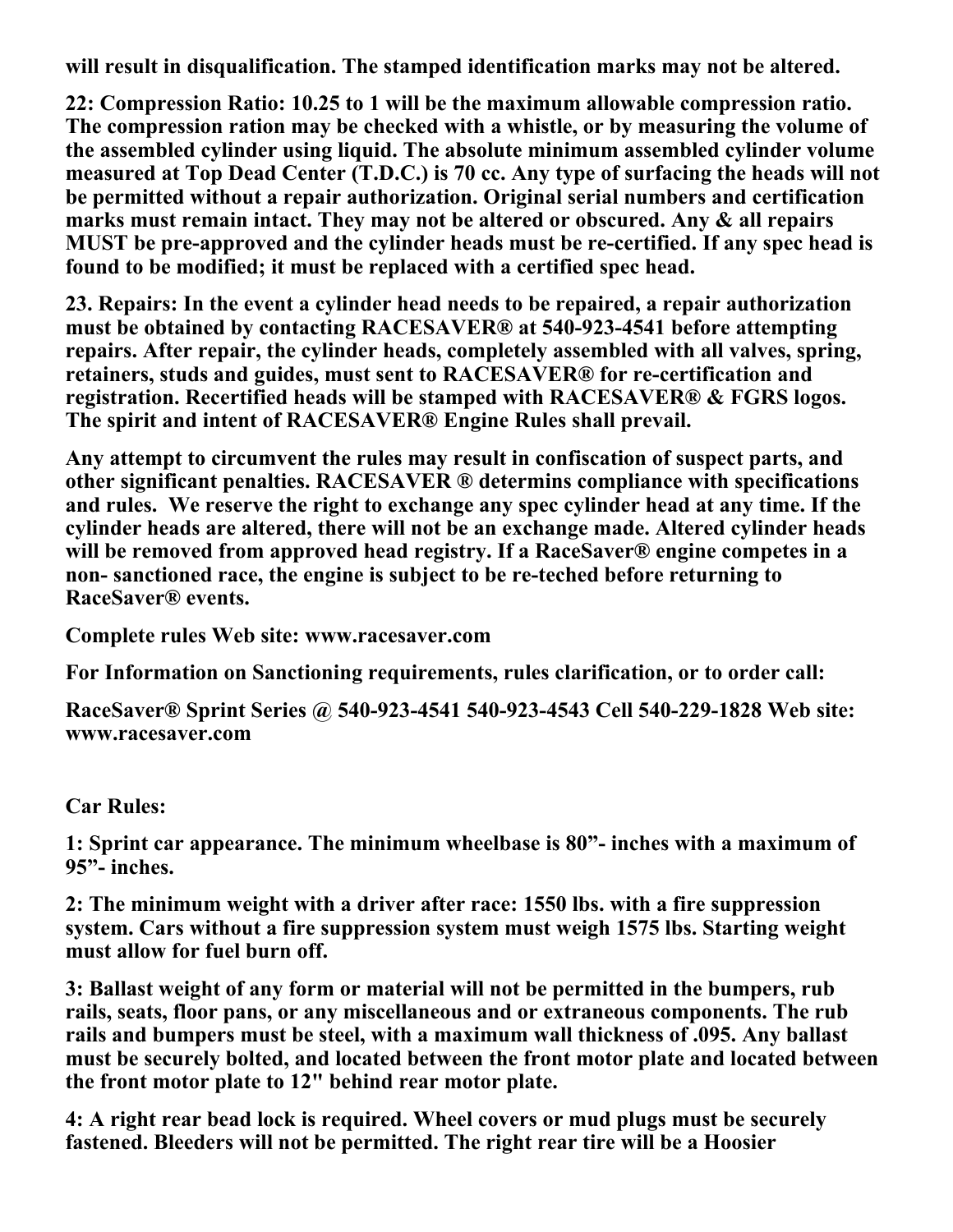**will result in disqualification. The stamped identification marks may not be altered.**

**22: Compression Ratio: 10.25 to 1 will be the maximum allowable compression ratio. The compression ration may be checked with a whistle, or by measuring the volume of the assembled cylinder using liquid. The absolute minimum assembled cylinder volume measured at Top Dead Center (T.D.C.) is 70 cc. Any type of surfacing the heads will not be permitted without a repair authorization. Original serial numbers and certification marks must remain intact. They may not be altered or obscured. Any & all repairs MUST be pre-approved and the cylinder heads must be re-certified. If any spec head is found to be modified; it must be replaced with a certified spec head.**

**23. Repairs: In the event a cylinder head needs to be repaired, a repair authorization must be obtained by contacting RACESAVER® at 540-923-4541 before attempting repairs. After repair, the cylinder heads, completely assembled with all valves, spring, retainers, studs and guides, must sent to RACESAVER® for re-certification and registration. Recertified heads will be stamped with RACESAVER® & FGRS logos. The spirit and intent of RACESAVER® Engine Rules shall prevail.**

**Any attempt to circumvent the rules may result in confiscation of suspect parts, and other significant penalties. RACESAVER ® determins compliance with specifications and rules. We reserve the right to exchange any spec cylinder head at any time. If the cylinder heads are altered, there will not be an exchange made. Altered cylinder heads will be removed from approved head registry. If a RaceSaver® engine competes in a non- sanctioned race, the engine is subject to be re-teched before returning to RaceSaver® events.**

**Complete rules Web site: www.racesaver.com**

**For Information on Sanctioning requirements, rules clarification, or to order call:**

**RaceSaver® Sprint Series @ 540-923-4541 540-923-4543 Cell 540-229-1828 Web site: www.racesaver.com**

**Car Rules:**

**1: Sprint car appearance. The minimum wheelbase is 80”- inches with a maximum of 95”- inches.**

**2: The minimum weight with a driver after race: 1550 lbs. with a fire suppression system. Cars without a fire suppression system must weigh 1575 lbs. Starting weight must allow for fuel burn off.**

**3: Ballast weight of any form or material will not be permitted in the bumpers, rub rails, seats, floor pans, or any miscellaneous and or extraneous components. The rub rails and bumpers must be steel, with a maximum wall thickness of .095. Any ballast must be securely bolted, and located between the front motor plate and located between the front motor plate to 12" behind rear motor plate.**

**4: A right rear bead lock is required. Wheel covers or mud plugs must be securely fastened. Bleeders will not be permitted. The right rear tire will be a Hoosier**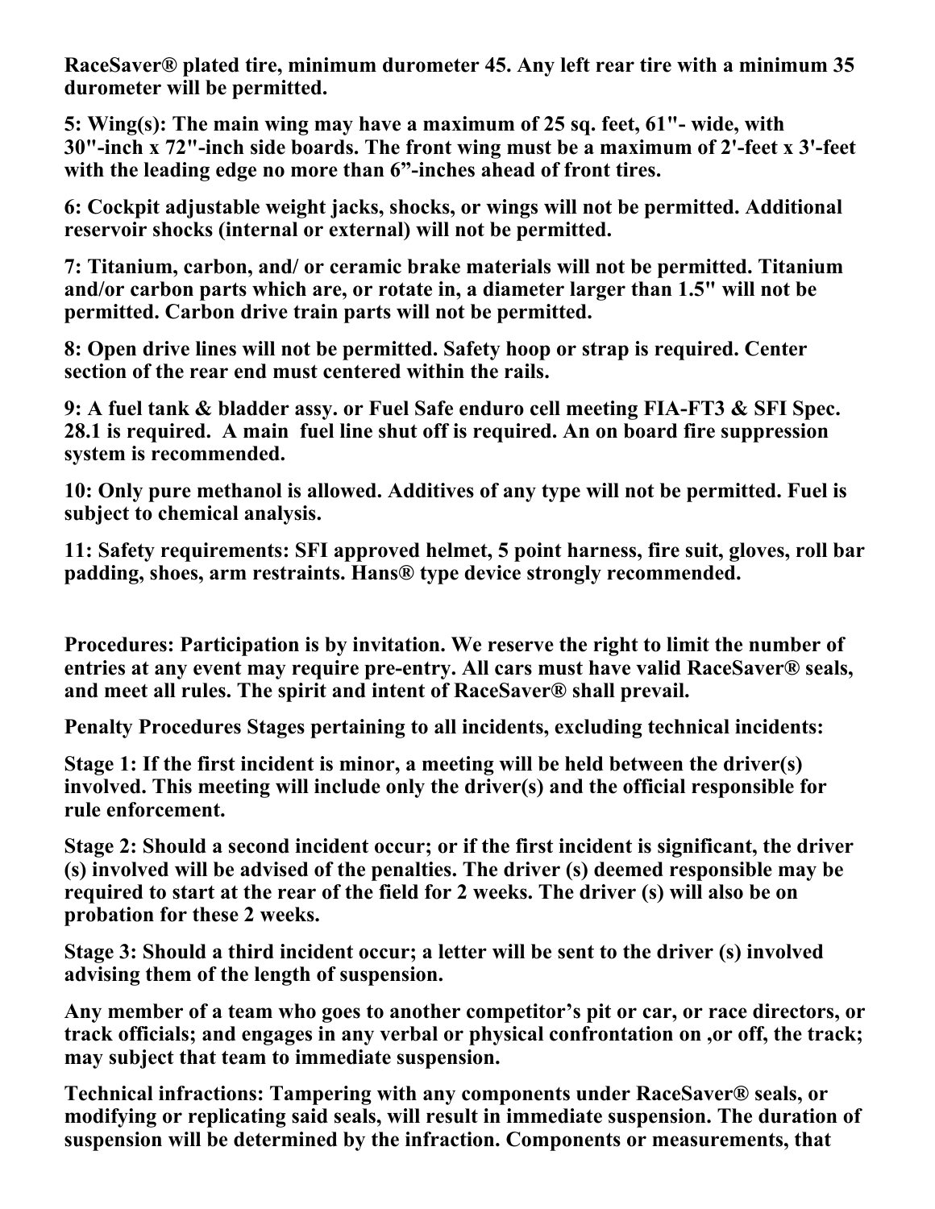**RaceSaver® plated tire, minimum durometer 45. Any left rear tire with a minimum 35 durometer will be permitted.**

**5: Wing(s): The main wing may have a maximum of 25 sq. feet, 61"- wide, with 30"-inch x 72"-inch side boards. The front wing must be a maximum of 2'-feet x 3'-feet with the leading edge no more than 6"-inches ahead of front tires.**

**6: Cockpit adjustable weight jacks, shocks, or wings will not be permitted. Additional reservoir shocks (internal or external) will not be permitted.**

**7: Titanium, carbon, and/ or ceramic brake materials will not be permitted. Titanium and/or carbon parts which are, or rotate in, a diameter larger than 1.5" will not be permitted. Carbon drive train parts will not be permitted.**

**8: Open drive lines will not be permitted. Safety hoop or strap is required. Center section of the rear end must centered within the rails.**

**9: A fuel tank & bladder assy. or Fuel Safe enduro cell meeting FIA-FT3 & SFI Spec. 28.1 is required. A main fuel line shut off is required. An on board fire suppression system is recommended.**

**10: Only pure methanol is allowed. Additives of any type will not be permitted. Fuel is subject to chemical analysis.**

**11: Safety requirements: SFI approved helmet, 5 point harness, fire suit, gloves, roll bar padding, shoes, arm restraints. Hans® type device strongly recommended.**

**Procedures: Participation is by invitation. We reserve the right to limit the number of entries at any event may require pre-entry. All cars must have valid RaceSaver® seals, and meet all rules. The spirit and intent of RaceSaver® shall prevail.**

**Penalty Procedures Stages pertaining to all incidents, excluding technical incidents:**

**Stage 1: If the first incident is minor, a meeting will be held between the driver(s) involved. This meeting will include only the driver(s) and the official responsible for rule enforcement.**

**Stage 2: Should a second incident occur; or if the first incident is significant, the driver (s) involved will be advised of the penalties. The driver (s) deemed responsible may be required to start at the rear of the field for 2 weeks. The driver (s) will also be on probation for these 2 weeks.**

**Stage 3: Should a third incident occur; a letter will be sent to the driver (s) involved advising them of the length of suspension.**

**Any member of a team who goes to another competitor's pit or car, or race directors, or track officials; and engages in any verbal or physical confrontation on ,or off, the track; may subject that team to immediate suspension.**

**Technical infractions: Tampering with any components under RaceSaver® seals, or modifying or replicating said seals, will result in immediate suspension. The duration of suspension will be determined by the infraction. Components or measurements, that**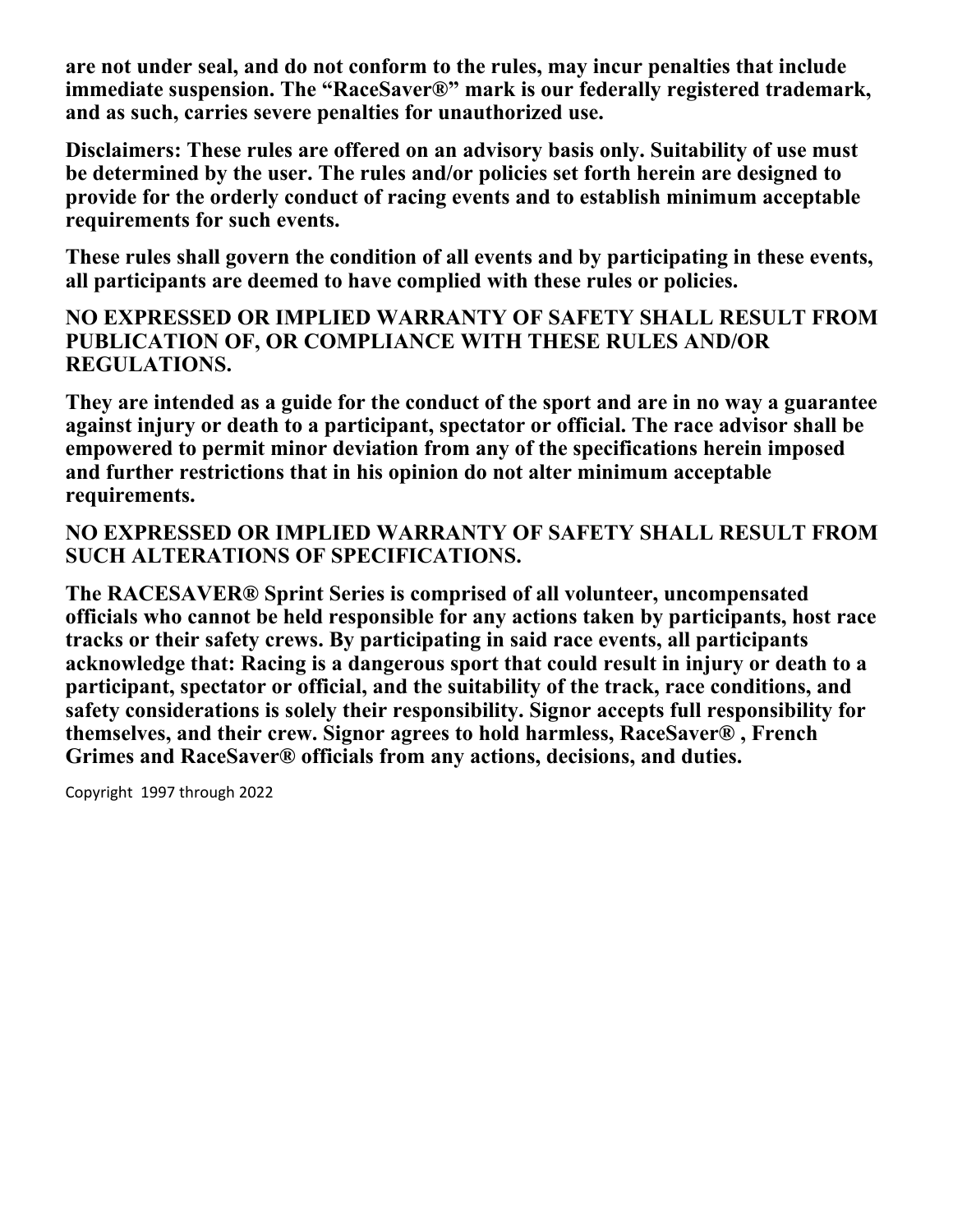**are not under seal, and do not conform to the rules, may incur penalties that include immediate suspension. The "RaceSaver®" mark is our federally registered trademark, and as such, carries severe penalties for unauthorized use.**

**Disclaimers: These rules are offered on an advisory basis only. Suitability of use must be determined by the user. The rules and/or policies set forth herein are designed to provide for the orderly conduct of racing events and to establish minimum acceptable requirements for such events.**

**These rules shall govern the condition of all events and by participating in these events, all participants are deemed to have complied with these rules or policies.**

**NO EXPRESSED OR IMPLIED WARRANTY OF SAFETY SHALL RESULT FROM PUBLICATION OF, OR COMPLIANCE WITH THESE RULES AND/OR REGULATIONS.**

**They are intended as a guide for the conduct of the sport and are in no way a guarantee against injury or death to a participant, spectator or official. The race advisor shall be empowered to permit minor deviation from any of the specifications herein imposed and further restrictions that in his opinion do not alter minimum acceptable requirements.**

**NO EXPRESSED OR IMPLIED WARRANTY OF SAFETY SHALL RESULT FROM SUCH ALTERATIONS OF SPECIFICATIONS.**

**The RACESAVER® Sprint Series is comprised of all volunteer, uncompensated officials who cannot be held responsible for any actions taken by participants, host race tracks or their safety crews. By participating in said race events, all participants acknowledge that: Racing is a dangerous sport that could result in injury or death to a participant, spectator or official, and the suitability of the track, race conditions, and safety considerations is solely their responsibility. Signor accepts full responsibility for themselves, and their crew. Signor agrees to hold harmless, RaceSaver® , French Grimes and RaceSaver® officials from any actions, decisions, and duties.**

Copyright 1997 through 2022